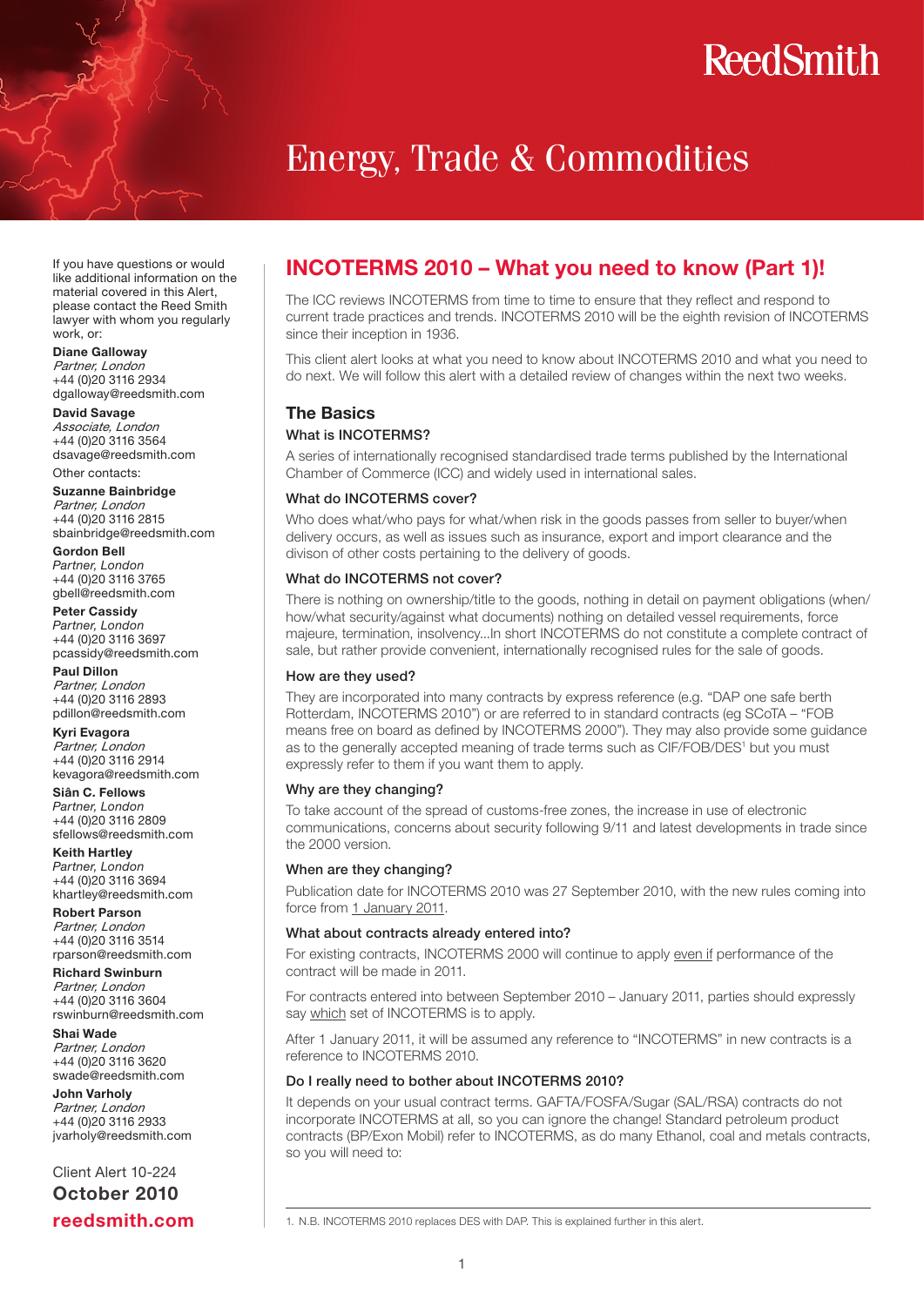# Energy, Trade & Commodities

## INCOTERMS 2010 – What you need to know (Part 1)!

The ICC reviews INCOTERMS from time to time to ensure that they reflect and respond to current trade practices and trends. INCOTERMS 2010 will be the eighth revision of INCOTERMS since their inception in 1936.

This client alert looks at what you need to know about INCOTERMS 2010 and what you need to do next. We will follow this alert with a detailed review of changes within the next two weeks.

### The Basics

#### What is INCOTERMS?

A series of internationally recognised standardised trade terms published by the International Chamber of Commerce (ICC) and widely used in international sales.

#### What do INCOTERMS cover?

Who does what/who pays for what/when risk in the goods passes from seller to buyer/when delivery occurs, as well as issues such as insurance, export and import clearance and the divison of other costs pertaining to the delivery of goods.

#### What do INCOTERMS not cover?

There is nothing on ownership/title to the goods, nothing in detail on payment obligations (when/how/what security/against what documents) nothing on detailed vessel requirements, force majeure, termination, insolvency...In short INCOTERMS do not constitute a complete contract of sale, but rather provide convenient, internationally recognised rules for the sale of goods.

#### How are they used?

They are incorporated into many contracts by express reference (e.g. "DAP one safe berth Rotterdam, INCOTERMS 2010") or are referred to in standard contracts (eg SCoTA – "FOB means free on board as defined by INCOTERMS 2000"). They may also provide some guidance as to the generally accepted meaning of trade terms such as CIF/FOB/DES[1] but you must expressly refer to them if you want them to apply.

#### Why are they changing?

To take account of the spread of customs-free zones, the increase in use of electronic communications, concerns about security following 9/11 and latest developments in trade since the 2000 version.

#### When are they changing?

Publication date for INCOTERMS 2010 was 27 September 2010, with the new rules coming into force from 1 January 2011.

#### What about contracts already entered into?

For existing contracts, INCOTERMS 2000 will continue to apply even if performance of the contract will be made in 2011.

For contracts entered into between September 2010 – January 2011, parties should expressly say which set of INCOTERMS is to apply.

After 1 January 2011, it will be assumed any reference to "INCOTERMS" in new contracts is a reference to INCOTERMS 2010.

#### Do I really need to bother about INCOTERMS 2010?

It depends on your usual contract terms. GAFTA/FOSFA/Sugar (SAL/RSA) contracts do not incorporate INCOTERMS at all, so you can ignore the change! Standard petroleum product contracts (BP/Exon Mobil) refer to INCOTERMS, as do many Ethanol, coal and metals contracts, so you will need to:

1. N.B. INCOTERMS 2010 replaces DES with DAP. This is explained further in this alert.

---

If you have questions or would like additional information on the material covered in this Alert, please contact the Reed Smith lawyer with whom you regularly work, or:

**Diane Galloway**
*Partner, London*
+44 (0)20 3116 2934
dgalloway@reedsmith.com

**David Savage**
*Associate, London*
+44 (0)20 3116 3564
dsavage@reedsmith.com

Other contacts:

**Suzanne Bainbridge**
*Partner, London*
+44 (0)20 3116 2815
sbainbridge@reedsmith.com

**Gordon Bell**
*Partner, London*
+44 (0)20 3116 3765
gbell@reedsmith.com

**Peter Cassidy**
*Partner, London*
+44 (0)20 3116 3697
pcassidy@reedsmith.com

**Paul Dillon**
*Partner, London*
+44 (0)20 3116 2893
pdillon@reedsmith.com

**Kyri Evagora**
*Partner, London*
+44 (0)20 3116 2914
kevagora@reedsmith.com

**Siân C. Fellows**
*Partner, London*
+44 (0)20 3116 2809
sfellows@reedsmith.com

**Keith Hartley**
*Partner, London*
+44 (0)20 3116 3694
khartley@reedsmith.com

**Robert Parson**
*Partner, London*
+44 (0)20 3116 3514
rparson@reedsmith.com

**Richard Swinburn**
*Partner, London*
+44 (0)20 3116 3604
rswinburn@reedsmith.com

**Shai Wade**
*Partner, London*
+44 (0)20 3116 3620
swade@reedsmith.com

**John Varholy**
*Partner, London*
+44 (0)20 3116 2933
jvarholy@reedsmith.com

Client Alert 10-224
**October 2010**
**reedsmith.com**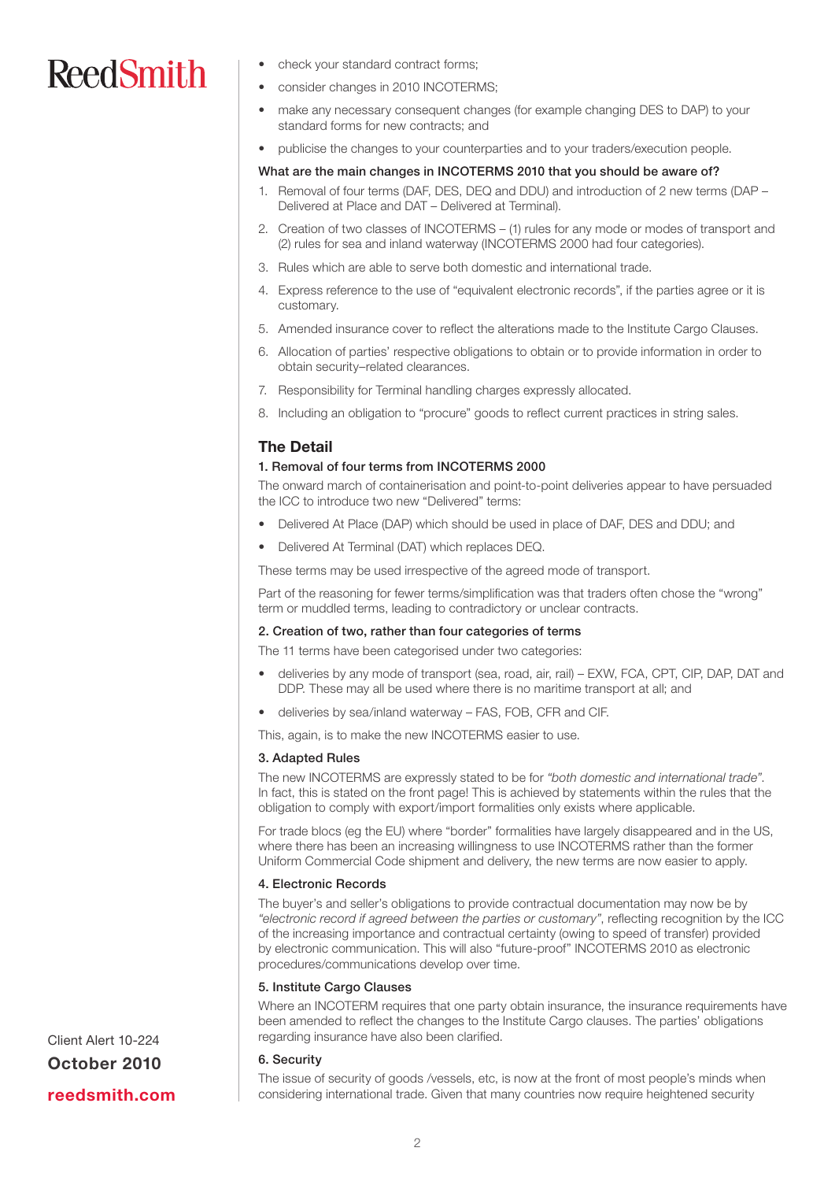- check your standard contract forms;
- consider changes in 2010 INCOTERMS;
- make any necessary consequent changes (for example changing DES to DAP) to your standard forms for new contracts; and
- publicise the changes to your counterparties and to your traders/execution people.

**What are the main changes in INCOTERMS 2010 that you should be aware of?**

1. Removal of four terms (DAF, DES, DEQ and DDU) and introduction of 2 new terms (DAP – Delivered at Place and DAT – Delivered at Terminal).
2. Creation of two classes of INCOTERMS – (1) rules for any mode or modes of transport and (2) rules for sea and inland waterway (INCOTERMS 2000 had four categories).
3. Rules which are able to serve both domestic and international trade.
4. Express reference to the use of "equivalent electronic records", if the parties agree or it is customary.
5. Amended insurance cover to reflect the alterations made to the Institute Cargo Clauses.
6. Allocation of parties' respective obligations to obtain or to provide information in order to obtain security–related clearances.
7. Responsibility for Terminal handling charges expressly allocated.
8. Including an obligation to "procure" goods to reflect current practices in string sales.

## The Detail

### 1. Removal of four terms from INCOTERMS 2000

The onward march of containerisation and point-to-point deliveries appear to have persuaded the ICC to introduce two new "Delivered" terms:

- Delivered At Place (DAP) which should be used in place of DAF, DES and DDU; and
- Delivered At Terminal (DAT) which replaces DEQ.

These terms may be used irrespective of the agreed mode of transport.

Part of the reasoning for fewer terms/simplification was that traders often chose the "wrong" term or muddled terms, leading to contradictory or unclear contracts.

### 2. Creation of two, rather than four categories of terms

The 11 terms have been categorised under two categories:

- deliveries by any mode of transport (sea, road, air, rail) – EXW, FCA, CPT, CIP, DAP, DAT and DDP. These may all be used where there is no maritime transport at all; and
- deliveries by sea/inland waterway – FAS, FOB, CFR and CIF.

This, again, is to make the new INCOTERMS easier to use.

### 3. Adapted Rules

The new INCOTERMS are expressly stated to be for *"both domestic and international trade"*. In fact, this is stated on the front page! This is achieved by statements within the rules that the obligation to comply with export/import formalities only exists where applicable.

For trade blocs (eg the EU) where "border" formalities have largely disappeared and in the US, where there has been an increasing willingness to use INCOTERMS rather than the former Uniform Commercial Code shipment and delivery, the new terms are now easier to apply.

### 4. Electronic Records

The buyer's and seller's obligations to provide contractual documentation may now be by *"electronic record if agreed between the parties or customary"*, reflecting recognition by the ICC of the increasing importance and contractual certainty (owing to speed of transfer) provided by electronic communication. This will also "future-proof" INCOTERMS 2010 as electronic procedures/communications develop over time.

### 5. Institute Cargo Clauses

Where an INCOTERM requires that one party obtain insurance, the insurance requirements have been amended to reflect the changes to the Institute Cargo clauses. The parties' obligations regarding insurance have also been clarified.

### 6. Security

The issue of security of goods /vessels, etc, is now at the front of most people's minds when considering international trade. Given that many countries now require heightened security

Client Alert 10-224

**October 2010**

**reedsmith.com**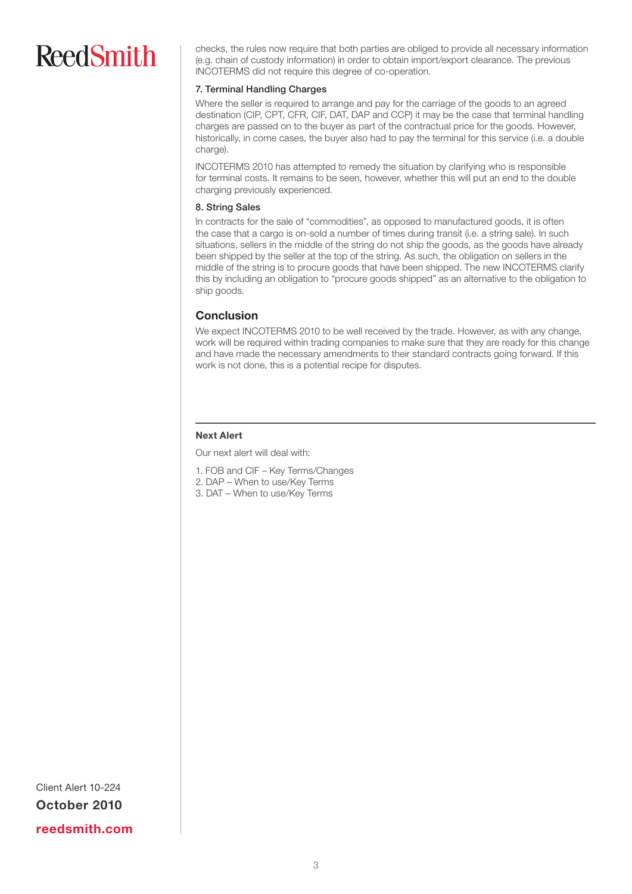checks, the rules now require that both parties are obliged to provide all necessary information (e.g. chain of custody information) in order to obtain import/export clearance. The previous INCOTERMS did not require this degree of co-operation.

**7. Terminal Handling Charges**

Where the seller is required to arrange and pay for the carriage of the goods to an agreed destination (CIP, CPT, CFR, CIF, DAT, DAP and CCP) it may be the case that terminal handling charges are passed on to the buyer as part of the contractual price for the goods. However, historically, in come cases, the buyer also had to pay the terminal for this service (i.e. a double charge).

INCOTERMS 2010 has attempted to remedy the situation by clarifying who is responsible for terminal costs. It remains to be seen, however, whether this will put an end to the double charging previously experienced.

**8. String Sales**

In contracts for the sale of "commodities", as opposed to manufactured goods, it is often the case that a cargo is on-sold a number of times during transit (i.e. a string sale). In such situations, sellers in the middle of the string do not ship the goods, as the goods have already been shipped by the seller at the top of the string. As such, the obligation on sellers in the middle of the string is to procure goods that have been shipped. The new INCOTERMS clarify this by including an obligation to "procure goods shipped" as an alternative to the obligation to ship goods.

## Conclusion

We expect INCOTERMS 2010 to be well received by the trade. However, as with any change, work will be required within trading companies to make sure that they are ready for this change and have made the necessary amendments to their standard contracts going forward. If this work is not done, this is a potential recipe for disputes.

---

**Next Alert**

Our next alert will deal with:

1. FOB and CIF – Key Terms/Changes
2. DAP – When to use/Key Terms
3. DAT – When to use/Key Terms

Client Alert 10-224

**October 2010**

**reedsmith.com**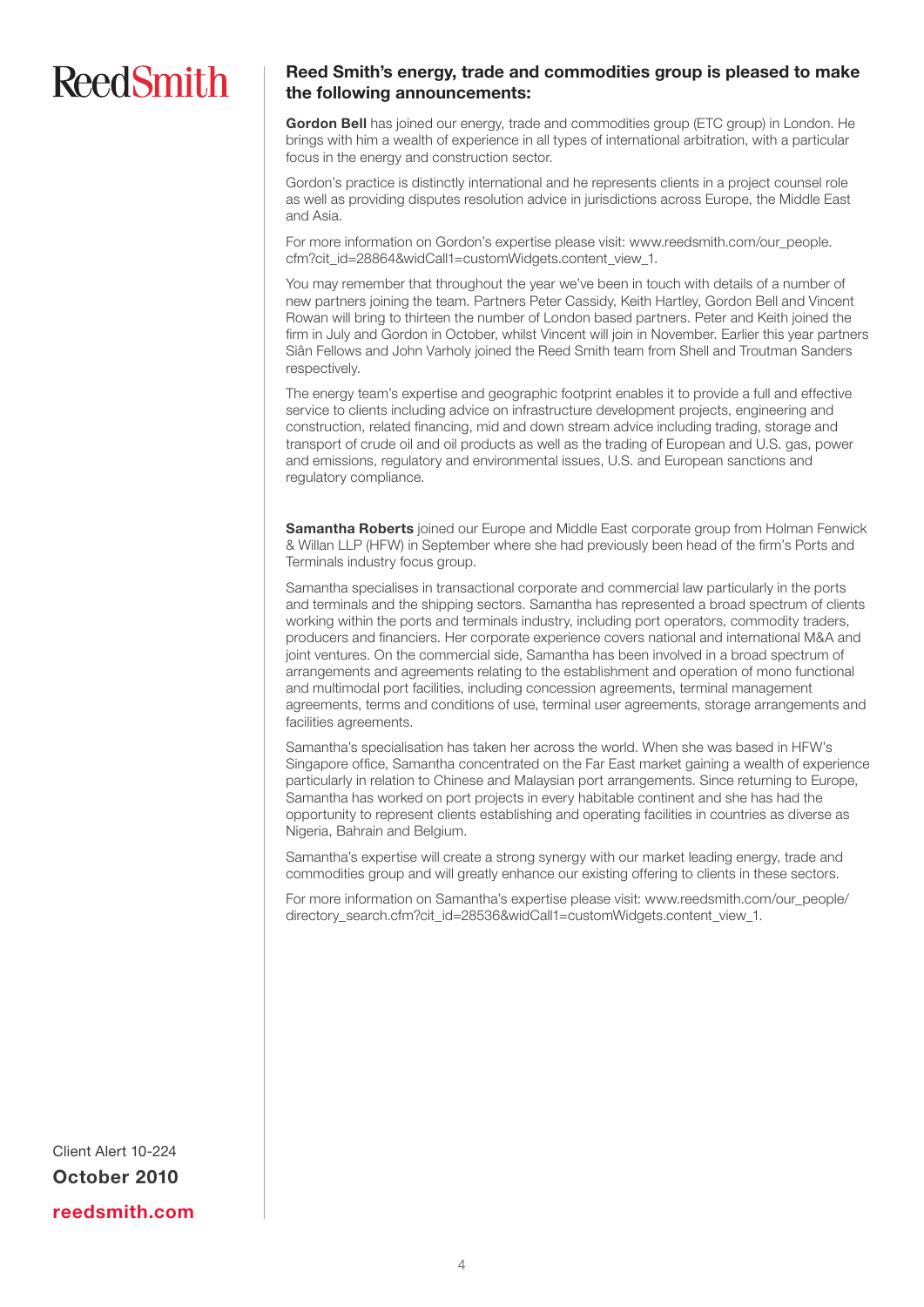ReedSmith

## Reed Smith's energy, trade and commodities group is pleased to make the following announcements:

**Gordon Bell** has joined our energy, trade and commodities group (ETC group) in London. He brings with him a wealth of experience in all types of international arbitration, with a particular focus in the energy and construction sector.

Gordon's practice is distinctly international and he represents clients in a project counsel role as well as providing disputes resolution advice in jurisdictions across Europe, the Middle East and Asia.

For more information on Gordon's expertise please visit: www.reedsmith.com/our_people.cfm?cit_id=28864&widCall1=customWidgets.content_view_1.

You may remember that throughout the year we've been in touch with details of a number of new partners joining the team. Partners Peter Cassidy, Keith Hartley, Gordon Bell and Vincent Rowan will bring to thirteen the number of London based partners. Peter and Keith joined the firm in July and Gordon in October, whilst Vincent will join in November. Earlier this year partners Siân Fellows and John Varholy joined the Reed Smith team from Shell and Troutman Sanders respectively.

The energy team's expertise and geographic footprint enables it to provide a full and effective service to clients including advice on infrastructure development projects, engineering and construction, related financing, mid and down stream advice including trading, storage and transport of crude oil and oil products as well as the trading of European and U.S. gas, power and emissions, regulatory and environmental issues, U.S. and European sanctions and regulatory compliance.

**Samantha Roberts** joined our Europe and Middle East corporate group from Holman Fenwick & Willan LLP (HFW) in September where she had previously been head of the firm's Ports and Terminals industry focus group.

Samantha specialises in transactional corporate and commercial law particularly in the ports and terminals and the shipping sectors. Samantha has represented a broad spectrum of clients working within the ports and terminals industry, including port operators, commodity traders, producers and financiers. Her corporate experience covers national and international M&A and joint ventures. On the commercial side, Samantha has been involved in a broad spectrum of arrangements and agreements relating to the establishment and operation of mono functional and multimodal port facilities, including concession agreements, terminal management agreements, terms and conditions of use, terminal user agreements, storage arrangements and facilities agreements.

Samantha's specialisation has taken her across the world. When she was based in HFW's Singapore office, Samantha concentrated on the Far East market gaining a wealth of experience particularly in relation to Chinese and Malaysian port arrangements. Since returning to Europe, Samantha has worked on port projects in every habitable continent and she has had the opportunity to represent clients establishing and operating facilities in countries as diverse as Nigeria, Bahrain and Belgium.

Samantha's expertise will create a strong synergy with our market leading energy, trade and commodities group and will greatly enhance our existing offering to clients in these sectors.

For more information on Samantha's expertise please visit: www.reedsmith.com/our_people/directory_search.cfm?cit_id=28536&widCall1=customWidgets.content_view_1.

Client Alert 10-224

**October 2010**

**reedsmith.com**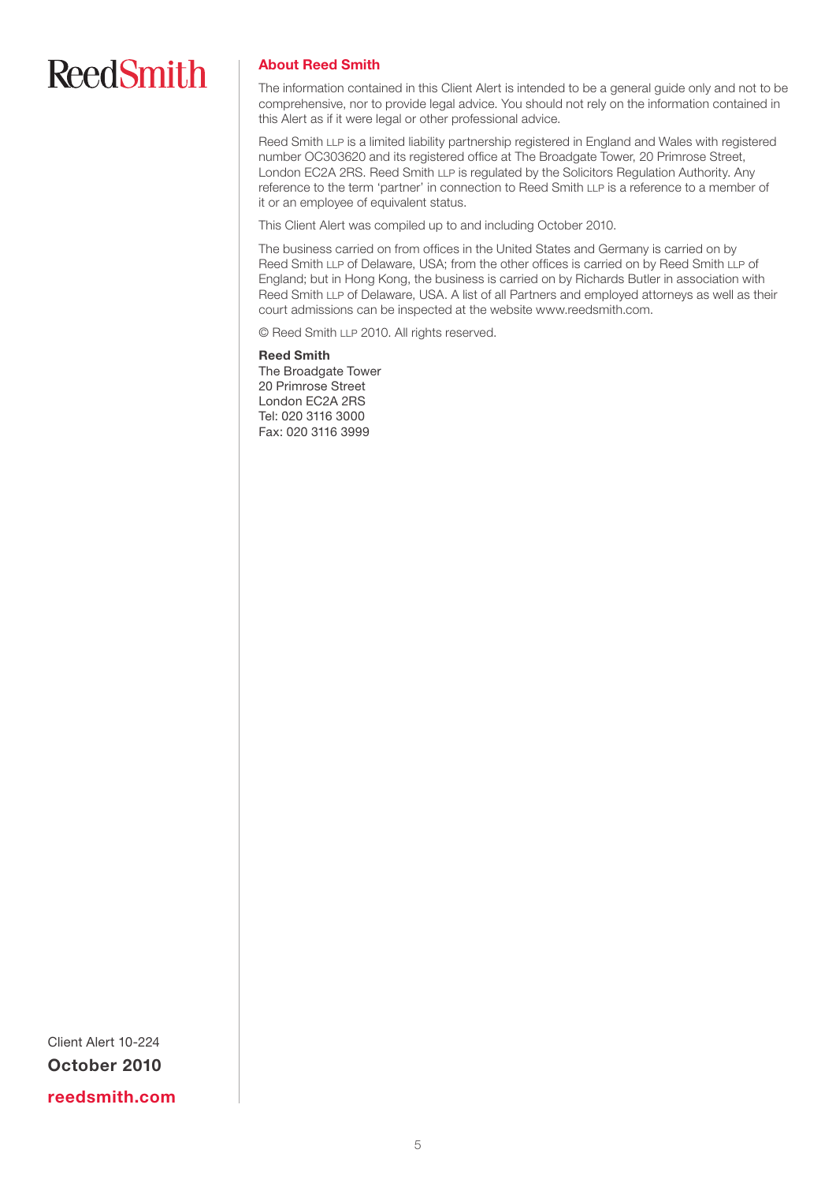ReedSmith

## About Reed Smith

The information contained in this Client Alert is intended to be a general guide only and not to be comprehensive, nor to provide legal advice. You should not rely on the information contained in this Alert as if it were legal or other professional advice.

Reed Smith LLP is a limited liability partnership registered in England and Wales with registered number OC303620 and its registered office at The Broadgate Tower, 20 Primrose Street, London EC2A 2RS. Reed Smith LLP is regulated by the Solicitors Regulation Authority. Any reference to the term 'partner' in connection to Reed Smith LLP is a reference to a member of it or an employee of equivalent status.

This Client Alert was compiled up to and including October 2010.

The business carried on from offices in the United States and Germany is carried on by Reed Smith LLP of Delaware, USA; from the other offices is carried on by Reed Smith LLP of England; but in Hong Kong, the business is carried on by Richards Butler in association with Reed Smith LLP of Delaware, USA. A list of all Partners and employed attorneys as well as their court admissions can be inspected at the website www.reedsmith.com.

© Reed Smith LLP 2010. All rights reserved.

**Reed Smith**
The Broadgate Tower
20 Primrose Street
London EC2A 2RS
Tel: 020 3116 3000
Fax: 020 3116 3999

Client Alert 10-224

**October 2010**

**reedsmith.com**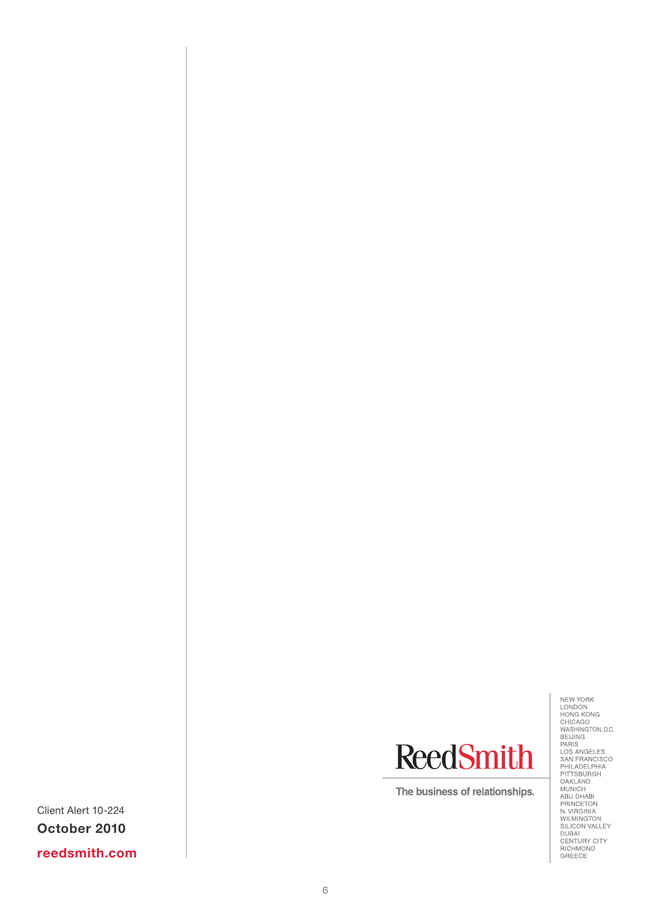ReedSmith

The business of relationships.

NEW YORK
LONDON
HONG KONG
CHICAGO
WASHINGTON, D.C.
BEIJING
PARIS
LOS ANGELES
SAN FRANCISCO
PHILADELPHIA
PITTSBURGH
OAKLAND
MUNICH
ABU DHABI
PRINCETON
N. VIRGINIA
WILMINGTON
SILICON VALLEY
DUBAI
CENTURY CITY
RICHMOND
GREECE

Client Alert 10-224

**October 2010**

**reedsmith.com**